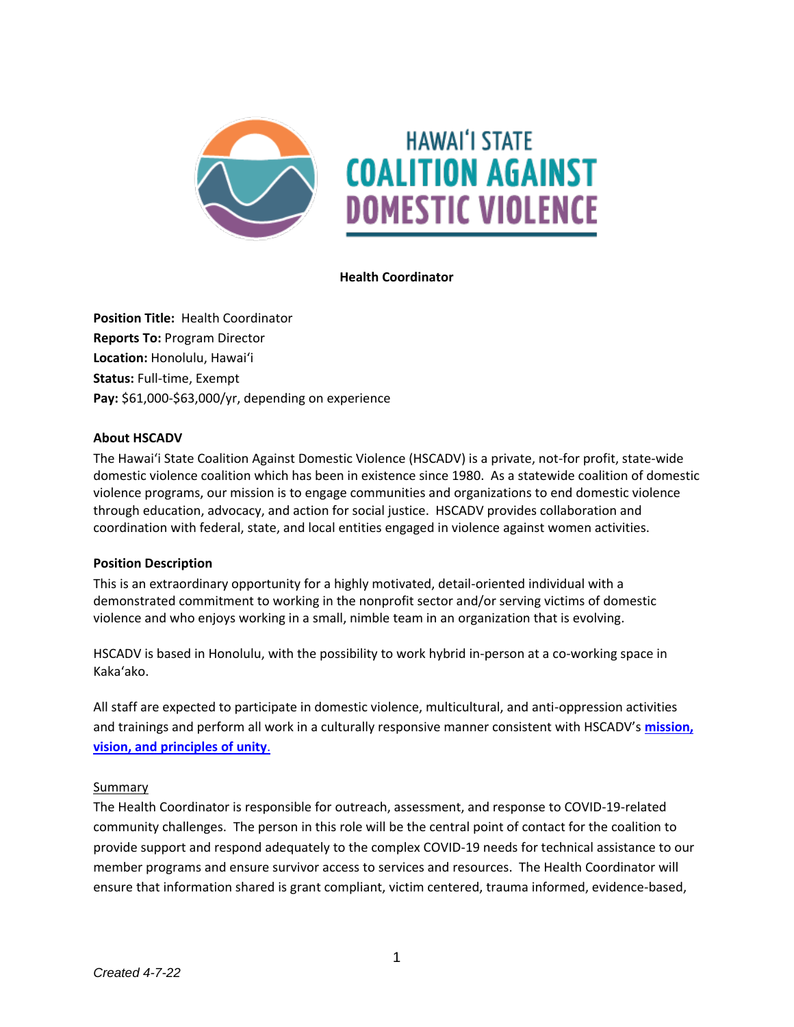HAWAIʻI STATE
COALITION AGAINST
DOMESTIC VIOLENCE

# Health Coordinator

**Position Title:** Health Coordinator
**Reports To:** Program Director
**Location:** Honolulu, Hawaiʻi
**Status:** Full-time, Exempt
**Pay:** $61,000-$63,000/yr, depending on experience

## About HSCADV

The Hawaiʻi State Coalition Against Domestic Violence (HSCADV) is a private, not-for profit, state-wide domestic violence coalition which has been in existence since 1980. As a statewide coalition of domestic violence programs, our mission is to engage communities and organizations to end domestic violence through education, advocacy, and action for social justice. HSCADV provides collaboration and coordination with federal, state, and local entities engaged in violence against women activities.

## Position Description

This is an extraordinary opportunity for a highly motivated, detail-oriented individual with a demonstrated commitment to working in the nonprofit sector and/or serving victims of domestic violence and who enjoys working in a small, nimble team in an organization that is evolving.

HSCADV is based in Honolulu, with the possibility to work hybrid in-person at a co-working space in Kakaʻako.

All staff are expected to participate in domestic violence, multicultural, and anti-oppression activities and trainings and perform all work in a culturally responsive manner consistent with HSCADV's **mission, vision, and principles of unity**.

### Summary

The Health Coordinator is responsible for outreach, assessment, and response to COVID-19-related community challenges. The person in this role will be the central point of contact for the coalition to provide support and respond adequately to the complex COVID-19 needs for technical assistance to our member programs and ensure survivor access to services and resources. The Health Coordinator will ensure that information shared is grant compliant, victim centered, trauma informed, evidence-based,

*Created 4-7-22*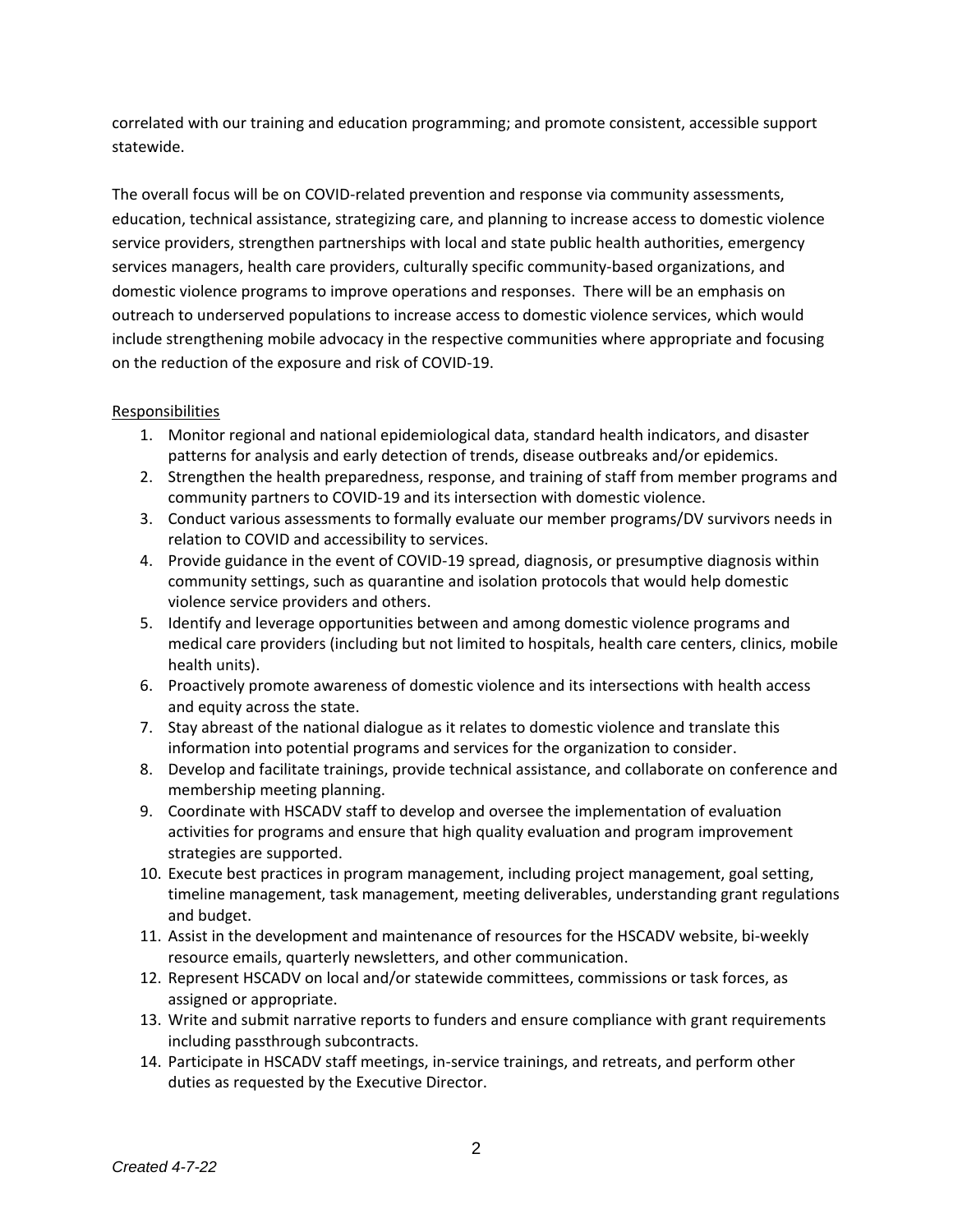correlated with our training and education programming; and promote consistent, accessible support statewide.

The overall focus will be on COVID-related prevention and response via community assessments, education, technical assistance, strategizing care, and planning to increase access to domestic violence service providers, strengthen partnerships with local and state public health authorities, emergency services managers, health care providers, culturally specific community-based organizations, and domestic violence programs to improve operations and responses. There will be an emphasis on outreach to underserved populations to increase access to domestic violence services, which would include strengthening mobile advocacy in the respective communities where appropriate and focusing on the reduction of the exposure and risk of COVID-19.

Responsibilities

1. Monitor regional and national epidemiological data, standard health indicators, and disaster patterns for analysis and early detection of trends, disease outbreaks and/or epidemics.
2. Strengthen the health preparedness, response, and training of staff from member programs and community partners to COVID-19 and its intersection with domestic violence.
3. Conduct various assessments to formally evaluate our member programs/DV survivors needs in relation to COVID and accessibility to services.
4. Provide guidance in the event of COVID-19 spread, diagnosis, or presumptive diagnosis within community settings, such as quarantine and isolation protocols that would help domestic violence service providers and others.
5. Identify and leverage opportunities between and among domestic violence programs and medical care providers (including but not limited to hospitals, health care centers, clinics, mobile health units).
6. Proactively promote awareness of domestic violence and its intersections with health access and equity across the state.
7. Stay abreast of the national dialogue as it relates to domestic violence and translate this information into potential programs and services for the organization to consider.
8. Develop and facilitate trainings, provide technical assistance, and collaborate on conference and membership meeting planning.
9. Coordinate with HSCADV staff to develop and oversee the implementation of evaluation activities for programs and ensure that high quality evaluation and program improvement strategies are supported.
10. Execute best practices in program management, including project management, goal setting, timeline management, task management, meeting deliverables, understanding grant regulations and budget.
11. Assist in the development and maintenance of resources for the HSCADV website, bi-weekly resource emails, quarterly newsletters, and other communication.
12. Represent HSCADV on local and/or statewide committees, commissions or task forces, as assigned or appropriate.
13. Write and submit narrative reports to funders and ensure compliance with grant requirements including passthrough subcontracts.
14. Participate in HSCADV staff meetings, in-service trainings, and retreats, and perform other duties as requested by the Executive Director.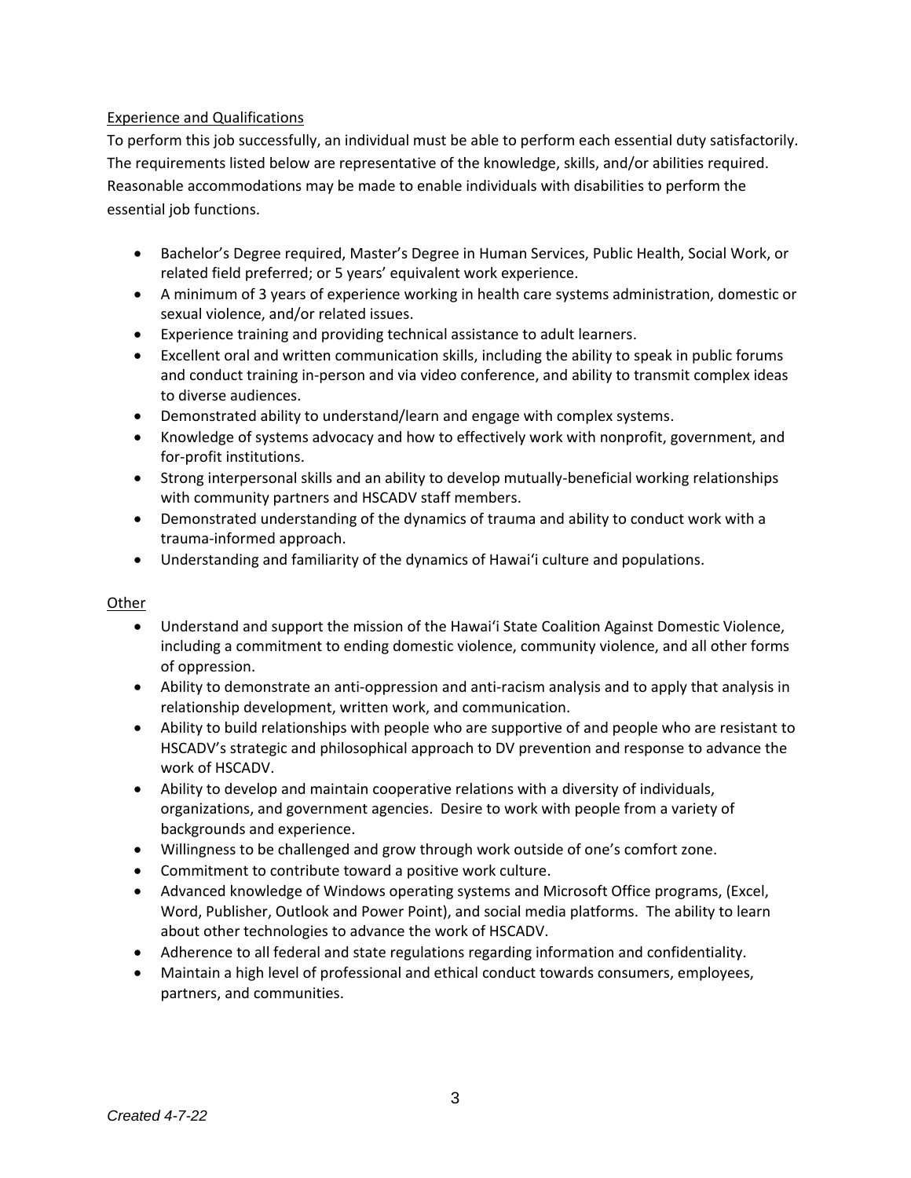Experience and Qualifications

To perform this job successfully, an individual must be able to perform each essential duty satisfactorily. The requirements listed below are representative of the knowledge, skills, and/or abilities required. Reasonable accommodations may be made to enable individuals with disabilities to perform the essential job functions.

- Bachelor's Degree required, Master's Degree in Human Services, Public Health, Social Work, or related field preferred; or 5 years' equivalent work experience.
- A minimum of 3 years of experience working in health care systems administration, domestic or sexual violence, and/or related issues.
- Experience training and providing technical assistance to adult learners.
- Excellent oral and written communication skills, including the ability to speak in public forums and conduct training in-person and via video conference, and ability to transmit complex ideas to diverse audiences.
- Demonstrated ability to understand/learn and engage with complex systems.
- Knowledge of systems advocacy and how to effectively work with nonprofit, government, and for-profit institutions.
- Strong interpersonal skills and an ability to develop mutually-beneficial working relationships with community partners and HSCADV staff members.
- Demonstrated understanding of the dynamics of trauma and ability to conduct work with a trauma-informed approach.
- Understanding and familiarity of the dynamics of Hawai'i culture and populations.

Other

- Understand and support the mission of the Hawai'i State Coalition Against Domestic Violence, including a commitment to ending domestic violence, community violence, and all other forms of oppression.
- Ability to demonstrate an anti-oppression and anti-racism analysis and to apply that analysis in relationship development, written work, and communication.
- Ability to build relationships with people who are supportive of and people who are resistant to HSCADV's strategic and philosophical approach to DV prevention and response to advance the work of HSCADV.
- Ability to develop and maintain cooperative relations with a diversity of individuals, organizations, and government agencies. Desire to work with people from a variety of backgrounds and experience.
- Willingness to be challenged and grow through work outside of one's comfort zone.
- Commitment to contribute toward a positive work culture.
- Advanced knowledge of Windows operating systems and Microsoft Office programs, (Excel, Word, Publisher, Outlook and Power Point), and social media platforms. The ability to learn about other technologies to advance the work of HSCADV.
- Adherence to all federal and state regulations regarding information and confidentiality.
- Maintain a high level of professional and ethical conduct towards consumers, employees, partners, and communities.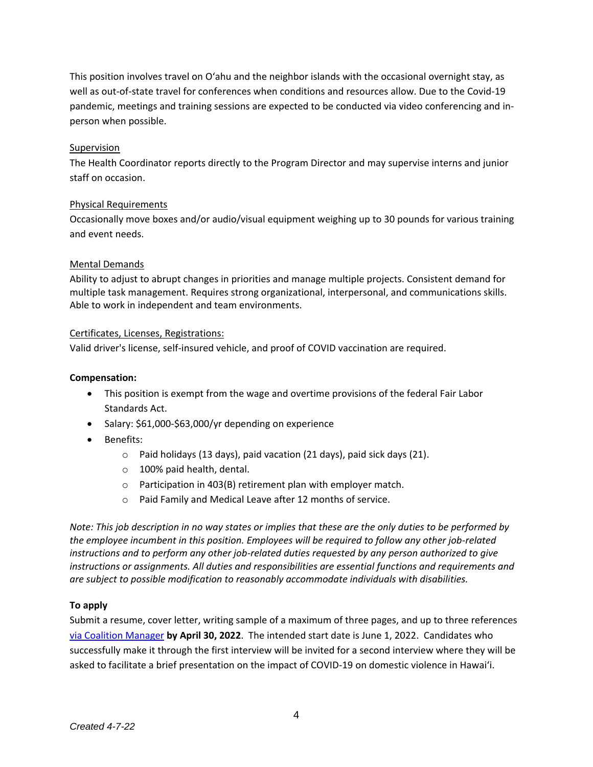This position involves travel on O'ahu and the neighbor islands with the occasional overnight stay, as well as out-of-state travel for conferences when conditions and resources allow. Due to the Covid-19 pandemic, meetings and training sessions are expected to be conducted via video conferencing and in-person when possible.

Supervision

The Health Coordinator reports directly to the Program Director and may supervise interns and junior staff on occasion.

Physical Requirements

Occasionally move boxes and/or audio/visual equipment weighing up to 30 pounds for various training and event needs.

Mental Demands

Ability to adjust to abrupt changes in priorities and manage multiple projects. Consistent demand for multiple task management. Requires strong organizational, interpersonal, and communications skills. Able to work in independent and team environments.

Certificates, Licenses, Registrations:

Valid driver's license, self-insured vehicle, and proof of COVID vaccination are required.

**Compensation:**

- This position is exempt from the wage and overtime provisions of the federal Fair Labor Standards Act.
- Salary: $61,000-$63,000/yr depending on experience
- Benefits:
  - Paid holidays (13 days), paid vacation (21 days), paid sick days (21).
  - 100% paid health, dental.
  - Participation in 403(B) retirement plan with employer match.
  - Paid Family and Medical Leave after 12 months of service.

*Note: This job description in no way states or implies that these are the only duties to be performed by the employee incumbent in this position. Employees will be required to follow any other job-related instructions and to perform any other job-related duties requested by any person authorized to give instructions or assignments. All duties and responsibilities are essential functions and requirements and are subject to possible modification to reasonably accommodate individuals with disabilities.*

**To apply**

Submit a resume, cover letter, writing sample of a maximum of three pages, and up to three references via Coalition Manager **by April 30, 2022**. The intended start date is June 1, 2022. Candidates who successfully make it through the first interview will be invited for a second interview where they will be asked to facilitate a brief presentation on the impact of COVID-19 on domestic violence in Hawai'i.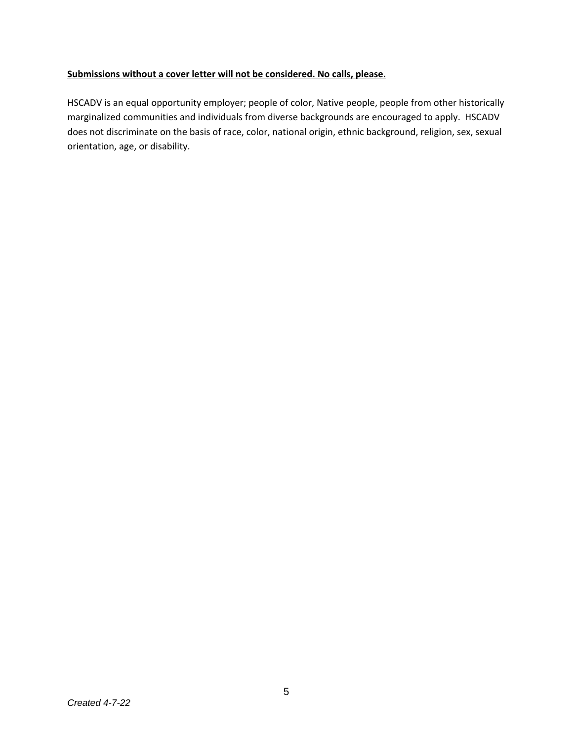**<u>Submissions without a cover letter will not be considered. No calls, please.</u>**

HSCADV is an equal opportunity employer; people of color, Native people, people from other historically marginalized communities and individuals from diverse backgrounds are encouraged to apply. HSCADV does not discriminate on the basis of race, color, national origin, ethnic background, religion, sex, sexual orientation, age, or disability.